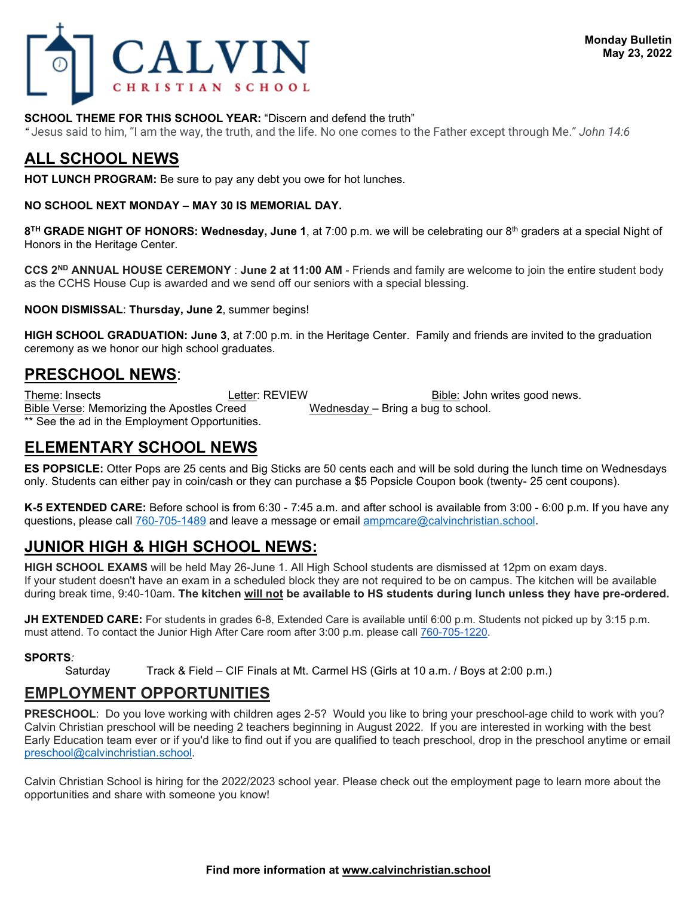# CALVIN CHRISTIAN SCHOOL

**Monday Bulletin**
**May 23, 2022**

**SCHOOL THEME FOR THIS SCHOOL YEAR:** "Discern and defend the truth"
*"* Jesus said to him, "I am the way, the truth, and the life. No one comes to the Father except through Me." *John 14:6*

## ALL SCHOOL NEWS

**HOT LUNCH PROGRAM:** Be sure to pay any debt you owe for hot lunches.

**NO SCHOOL NEXT MONDAY – MAY 30 IS MEMORIAL DAY.**

**8TH GRADE NIGHT OF HONORS: Wednesday, June 1**, at 7:00 p.m. we will be celebrating our 8th graders at a special Night of Honors in the Heritage Center.

**CCS 2ND ANNUAL HOUSE CEREMONY** : **June 2 at 11:00 AM** - Friends and family are welcome to join the entire student body as the CCHS House Cup is awarded and we send off our seniors with a special blessing.

**NOON DISMISSAL**: **Thursday, June 2**, summer begins!

**HIGH SCHOOL GRADUATION: June 3**, at 7:00 p.m. in the Heritage Center. Family and friends are invited to the graduation ceremony as we honor our high school graduates.

## PRESCHOOL NEWS:

Theme: Insects
Letter: REVIEW
Bible: John writes good news.
Bible Verse: Memorizing the Apostles Creed
Wednesday – Bring a bug to school.
** See the ad in the Employment Opportunities.

## ELEMENTARY SCHOOL NEWS

**ES POPSICLE:** Otter Pops are 25 cents and Big Sticks are 50 cents each and will be sold during the lunch time on Wednesdays only. Students can either pay in coin/cash or they can purchase a $5 Popsicle Coupon book (twenty- 25 cent coupons).

**K-5 EXTENDED CARE:** Before school is from 6:30 - 7:45 a.m. and after school is available from 3:00 - 6:00 p.m. If you have any questions, please call 760-705-1489 and leave a message or email ampmcare@calvinchristian.school.

## JUNIOR HIGH & HIGH SCHOOL NEWS:

**HIGH SCHOOL EXAMS** will be held May 26-June 1. All High School students are dismissed at 12pm on exam days. If your student doesn't have an exam in a scheduled block they are not required to be on campus. The kitchen will be available during break time, 9:40-10am. **The kitchen will not be available to HS students during lunch unless they have pre-ordered.**

**JH EXTENDED CARE:** For students in grades 6-8, Extended Care is available until 6:00 p.m. Students not picked up by 3:15 p.m. must attend. To contact the Junior High After Care room after 3:00 p.m. please call 760-705-1220.

**SPORTS***:*
Saturday — Track & Field – CIF Finals at Mt. Carmel HS (Girls at 10 a.m. / Boys at 2:00 p.m.)

## EMPLOYMENT OPPORTUNITIES

**PRESCHOOL**: Do you love working with children ages 2-5? Would you like to bring your preschool-age child to work with you? Calvin Christian preschool will be needing 2 teachers beginning in August 2022. If you are interested in working with the best Early Education team ever or if you'd like to find out if you are qualified to teach preschool, drop in the preschool anytime or email preschool@calvinchristian.school.

Calvin Christian School is hiring for the 2022/2023 school year. Please check out the employment page to learn more about the opportunities and share with someone you know!

**Find more information at www.calvinchristian.school**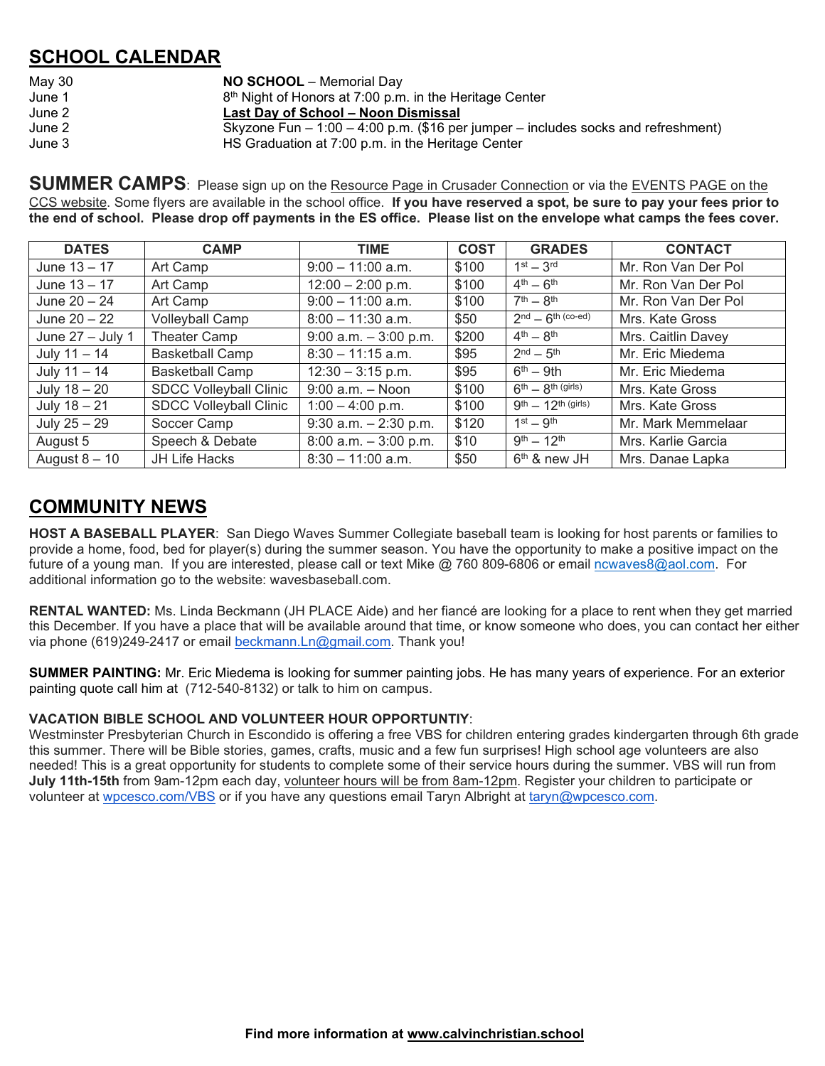## SCHOOL CALENDAR

| | |
|---|---|
| May 30 | **NO SCHOOL** – Memorial Day |
| June 1 | 8th Night of Honors at 7:00 p.m. in the Heritage Center |
| June 2 | **Last Day of School – Noon Dismissal** |
| June 2 | Skyzone Fun – 1:00 – 4:00 p.m. ($16 per jumper – includes socks and refreshment) |
| June 3 | HS Graduation at 7:00 p.m. in the Heritage Center |

**SUMMER CAMPS**: Please sign up on the Resource Page in Crusader Connection or via the EVENTS PAGE on the CCS website. Some flyers are available in the school office. **If you have reserved a spot, be sure to pay your fees prior to the end of school. Please drop off payments in the ES office. Please list on the envelope what camps the fees cover.**

| DATES | CAMP | TIME | COST | GRADES | CONTACT |
|---|---|---|---|---|---|
| June 13 – 17 | Art Camp | 9:00 – 11:00 a.m. | $100 | 1st – 3rd | Mr. Ron Van Der Pol |
| June 13 – 17 | Art Camp | 12:00 – 2:00 p.m. | $100 | 4th – 6th | Mr. Ron Van Der Pol |
| June 20 – 24 | Art Camp | 9:00 – 11:00 a.m. | $100 | 7th – 8th | Mr. Ron Van Der Pol |
| June 20 – 22 | Volleyball Camp | 8:00 – 11:30 a.m. | $50 | 2nd – 6th (co-ed) | Mrs. Kate Gross |
| June 27 – July 1 | Theater Camp | 9:00 a.m. – 3:00 p.m. | $200 | 4th – 8th | Mrs. Caitlin Davey |
| July 11 – 14 | Basketball Camp | 8:30 – 11:15 a.m. | $95 | 2nd – 5th | Mr. Eric Miedema |
| July 11 – 14 | Basketball Camp | 12:30 – 3:15 p.m. | $95 | 6th – 9th | Mr. Eric Miedema |
| July 18 – 20 | SDCC Volleyball Clinic | 9:00 a.m. – Noon | $100 | 6th – 8th (girls) | Mrs. Kate Gross |
| July 18 – 21 | SDCC Volleyball Clinic | 1:00 – 4:00 p.m. | $100 | 9th – 12th (girls) | Mrs. Kate Gross |
| July 25 – 29 | Soccer Camp | 9:30 a.m. – 2:30 p.m. | $120 | 1st – 9th | Mr. Mark Memmelaar |
| August 5 | Speech & Debate | 8:00 a.m. – 3:00 p.m. | $10 | 9th – 12th | Mrs. Karlie Garcia |
| August 8 – 10 | JH Life Hacks | 8:30 – 11:00 a.m. | $50 | 6th & new JH | Mrs. Danae Lapka |

## COMMUNITY NEWS

**HOST A BASEBALL PLAYER**: San Diego Waves Summer Collegiate baseball team is looking for host parents or families to provide a home, food, bed for player(s) during the summer season. You have the opportunity to make a positive impact on the future of a young man. If you are interested, please call or text Mike @ 760 809-6806 or email ncwaves8@aol.com. For additional information go to the website: wavesbaseball.com.

**RENTAL WANTED:** Ms. Linda Beckmann (JH PLACE Aide) and her fiancé are looking for a place to rent when they get married this December. If you have a place that will be available around that time, or know someone who does, you can contact her either via phone (619)249-2417 or email beckmann.Ln@gmail.com. Thank you!

**SUMMER PAINTING:** Mr. Eric Miedema is looking for summer painting jobs. He has many years of experience. For an exterior painting quote call him at (712-540-8132) or talk to him on campus.

**VACATION BIBLE SCHOOL AND VOLUNTEER HOUR OPPORTUNTIY**:
Westminster Presbyterian Church in Escondido is offering a free VBS for children entering grades kindergarten through 6th grade this summer. There will be Bible stories, games, crafts, music and a few fun surprises! High school age volunteers are also needed! This is a great opportunity for students to complete some of their service hours during the summer. VBS will run from **July 11th-15th** from 9am-12pm each day, volunteer hours will be from 8am-12pm. Register your children to participate or volunteer at wpcesco.com/VBS or if you have any questions email Taryn Albright at taryn@wpcesco.com.

**Find more information at www.calvinchristian.school**